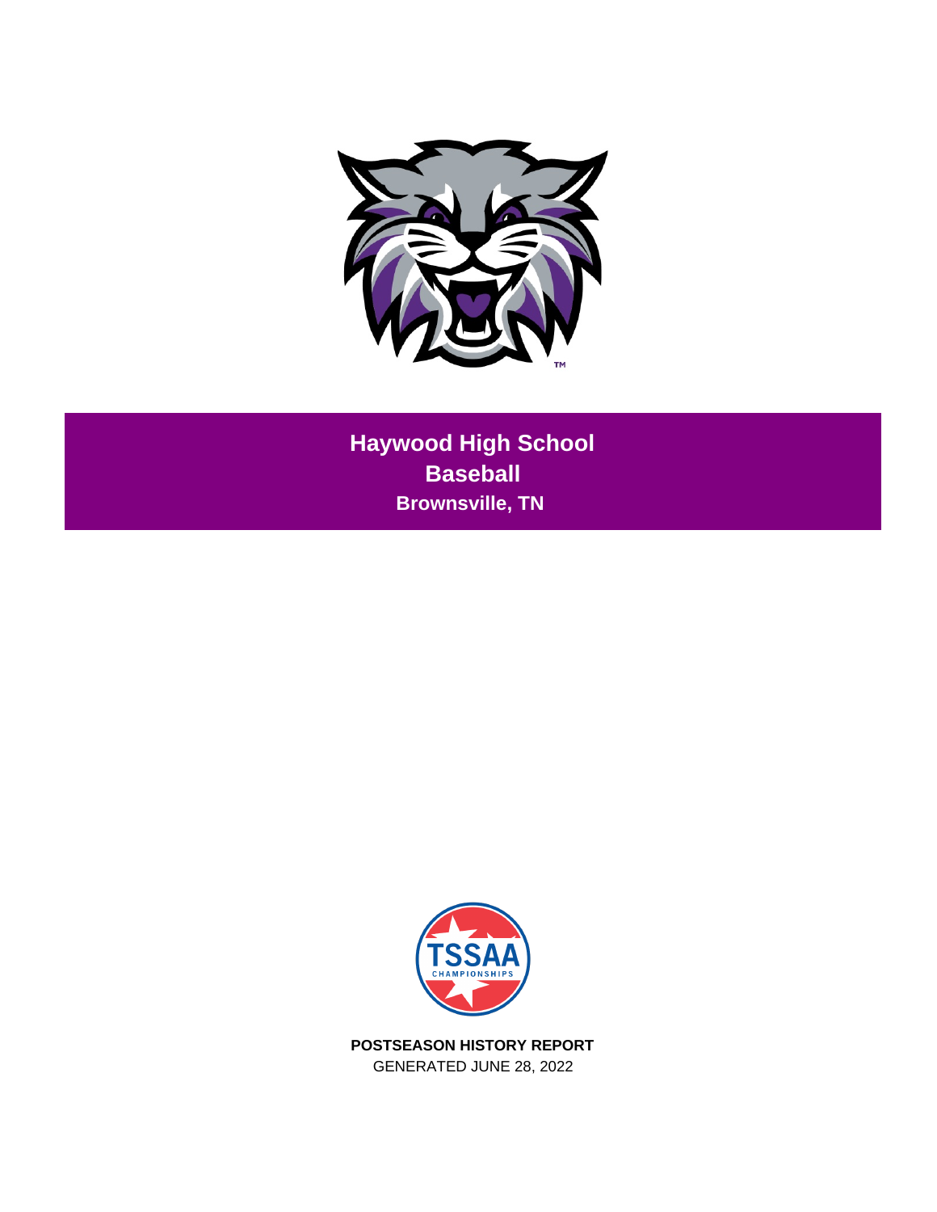# Haywood High School

## Baseball

### Brownsville, TN

**POSTSEASON HISTORY REPORT**

GENERATED JUNE 28, 2022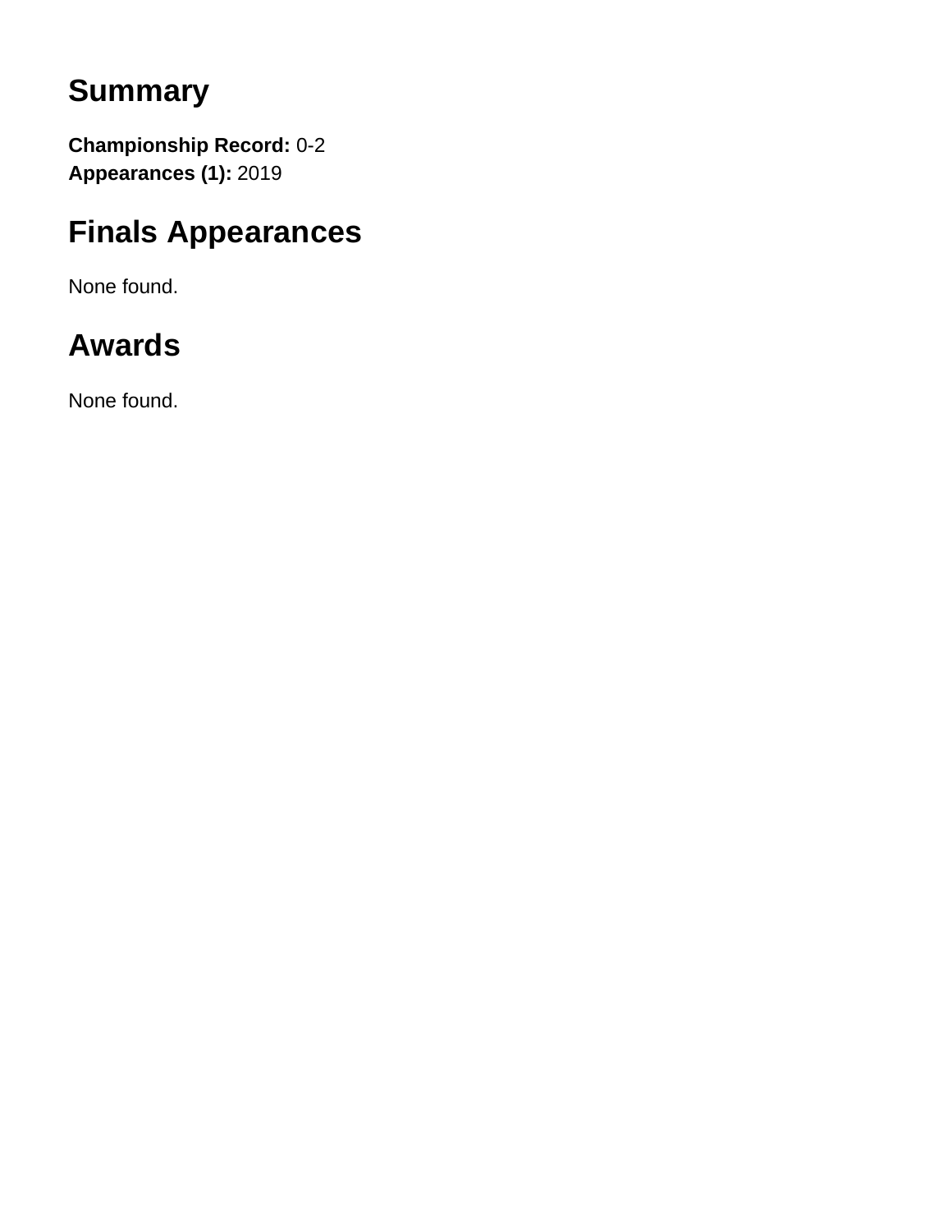## Summary

**Championship Record:** 0-2
**Appearances (1):** 2019

## Finals Appearances

None found.

## Awards

None found.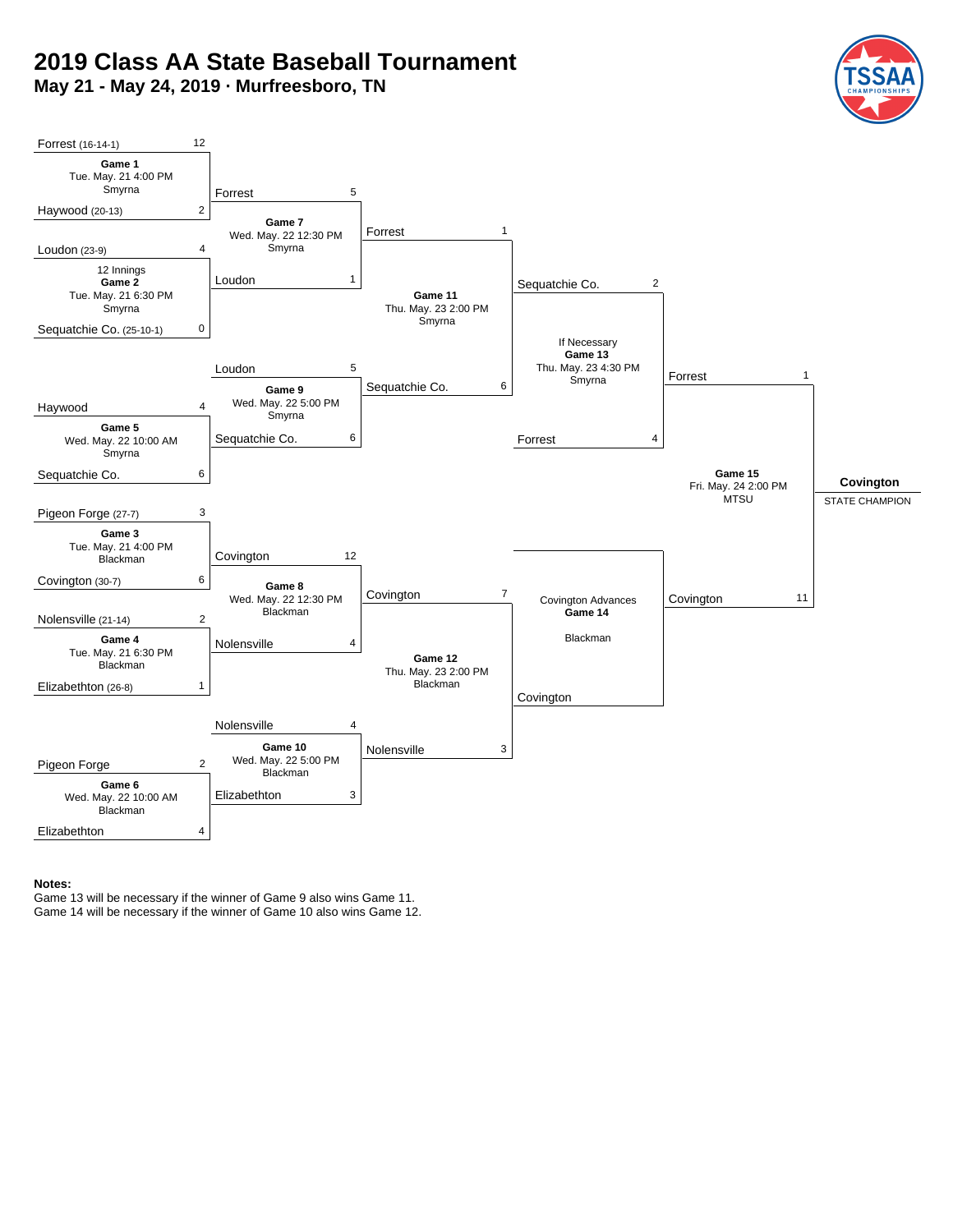# 2019 Class AA State Baseball Tournament

## May 21 - May 24, 2019 · Murfreesboro, TN

### Smyrna Bracket

**Game 1** — Tue. May. 21 4:00 PM, Smyrna
- Forrest (16-14-1) — 12
- Haywood (20-13) — 2

**Game 2** — 12 Innings, Tue. May. 21 6:30 PM, Smyrna
- Loudon (23-9) — 4
- Sequatchie Co. (25-10-1) — 0

**Game 5** — Wed. May. 22 10:00 AM, Smyrna
- Haywood — 4
- Sequatchie Co. — 6

**Game 7** — Wed. May. 22 12:30 PM, Smyrna
- Forrest — 5
- Loudon — 1

**Game 9** — Wed. May. 22 5:00 PM, Smyrna
- Loudon — 5
- Sequatchie Co. — 6

**Game 11** — Thu. May. 23 2:00 PM, Smyrna
- Forrest — 1
- Sequatchie Co. — 6

**Game 13** — If Necessary, Thu. May. 23 4:30 PM, Smyrna
- Sequatchie Co. — 2
- Forrest — 4

### Blackman Bracket

**Game 3** — Tue. May. 21 4:00 PM, Blackman
- Pigeon Forge (27-7) — 3
- Covington (30-7) — 6

**Game 4** — Tue. May. 21 6:30 PM, Blackman
- Nolensville (21-14) — 2
- Elizabethton (26-8) — 1

**Game 6** — Wed. May. 22 10:00 AM, Blackman
- Pigeon Forge — 2
- Elizabethton — 4

**Game 8** — Wed. May. 22 12:30 PM, Blackman
- Covington — 12
- Nolensville — 4

**Game 10** — Wed. May. 22 5:00 PM, Blackman
- Nolensville — 4
- Elizabethton — 3

**Game 12** — Thu. May. 23 2:00 PM, Blackman
- Covington — 7
- Nolensville — 3

**Game 14** — Covington Advances, Blackman
- Covington

### Championship

**Game 15** — Fri. May. 24 2:00 PM, MTSU
- Forrest — 1
- Covington — 11

**Covington** — STATE CHAMPION

**Notes:**
Game 13 will be necessary if the winner of Game 9 also wins Game 11.
Game 14 will be necessary if the winner of Game 10 also wins Game 12.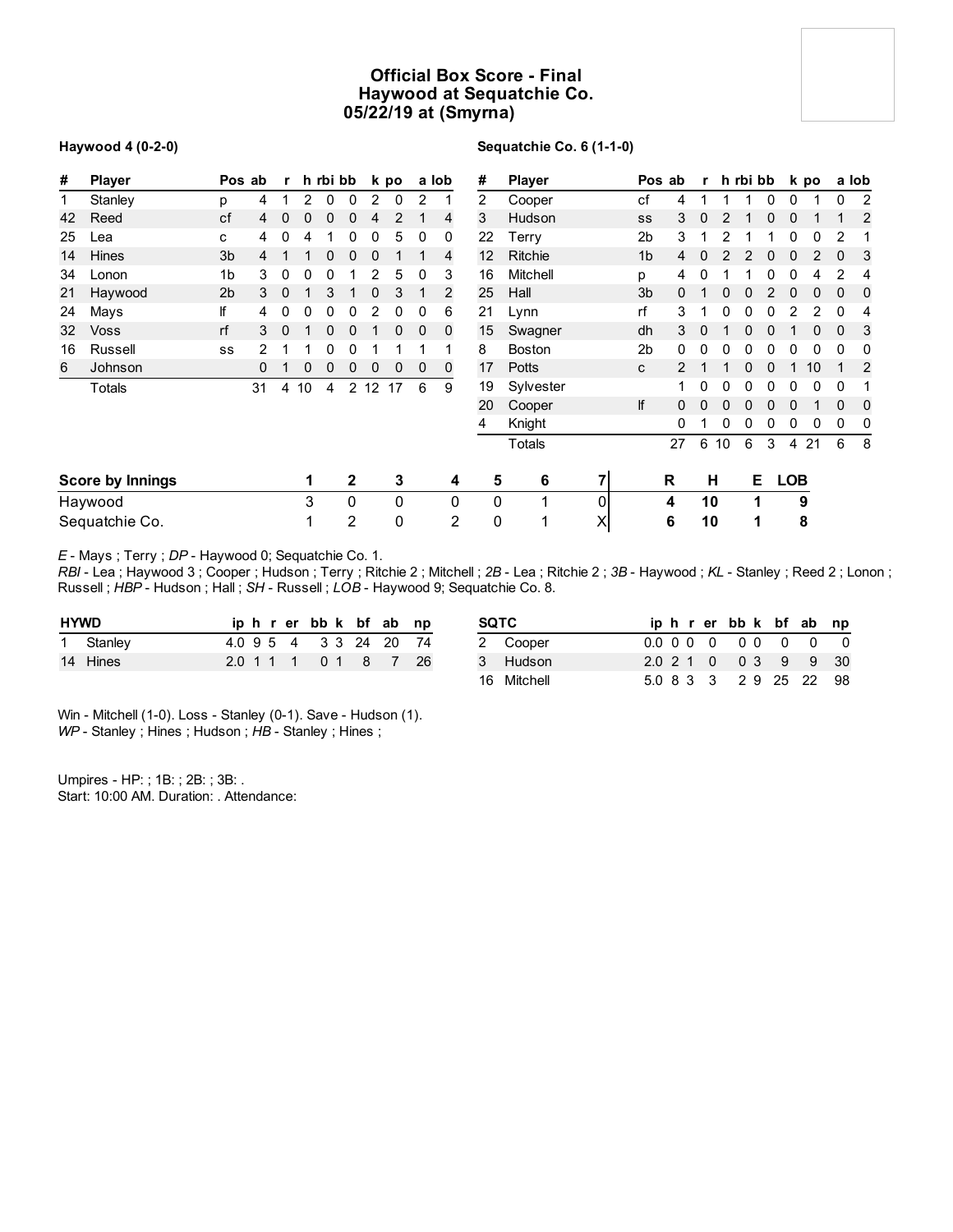# Official Box Score - Final
## Haywood at Sequatchie Co.
### 05/22/19 at (Smyrna)

**Haywood 4 (0-2-0)**

| # | Player | Pos | ab | r | h | rbi | bb | k | po | a | lob |
|---|---|---|---|---|---|---|---|---|---|---|---|
| 1 | Stanley | p | 4 | 1 | 2 | 0 | 0 | 2 | 0 | 2 | 1 |
| 42 | Reed | cf | 4 | 0 | 0 | 0 | 0 | 4 | 2 | 1 | 4 |
| 25 | Lea | c | 4 | 0 | 4 | 1 | 0 | 0 | 5 | 0 | 0 |
| 14 | Hines | 3b | 4 | 1 | 1 | 0 | 0 | 0 | 1 | 1 | 4 |
| 34 | Lonon | 1b | 3 | 0 | 0 | 0 | 1 | 2 | 5 | 0 | 3 |
| 21 | Haywood | 2b | 3 | 0 | 1 | 3 | 1 | 0 | 3 | 1 | 2 |
| 24 | Mays | lf | 4 | 0 | 0 | 0 | 0 | 2 | 0 | 0 | 6 |
| 32 | Voss | rf | 3 | 0 | 1 | 0 | 0 | 1 | 0 | 0 | 0 |
| 16 | Russell | ss | 2 | 1 | 1 | 0 | 0 | 1 | 1 | 1 | 1 |
| 6 | Johnson | | 0 | 1 | 0 | 0 | 0 | 0 | 0 | 0 | 0 |
| | Totals | | 31 | 4 | 10 | 4 | 2 | 12 | 17 | 6 | 9 |

**Sequatchie Co. 6 (1-1-0)**

| # | Player | Pos | ab | r | h | rbi | bb | k | po | a | lob |
|---|---|---|---|---|---|---|---|---|---|---|---|
| 2 | Cooper | cf | 4 | 1 | 1 | 1 | 0 | 0 | 1 | 0 | 2 |
| 3 | Hudson | ss | 3 | 0 | 2 | 1 | 0 | 0 | 1 | 1 | 2 |
| 22 | Terry | 2b | 3 | 1 | 2 | 1 | 1 | 0 | 0 | 2 | 1 |
| 12 | Ritchie | 1b | 4 | 0 | 2 | 2 | 0 | 0 | 2 | 0 | 3 |
| 16 | Mitchell | p | 4 | 0 | 1 | 1 | 0 | 0 | 4 | 2 | 4 |
| 25 | Hall | 3b | 0 | 1 | 0 | 0 | 2 | 0 | 0 | 0 | 0 |
| 21 | Lynn | rf | 3 | 1 | 0 | 0 | 0 | 2 | 2 | 0 | 4 |
| 15 | Swagner | dh | 3 | 0 | 1 | 0 | 0 | 1 | 0 | 0 | 3 |
| 8 | Boston | 2b | 0 | 0 | 0 | 0 | 0 | 0 | 0 | 0 | 0 |
| 17 | Potts | c | 2 | 1 | 1 | 0 | 0 | 1 | 10 | 1 | 2 |
| 19 | Sylvester | | 1 | 0 | 0 | 0 | 0 | 0 | 0 | 0 | 1 |
| 20 | Cooper | lf | 0 | 0 | 0 | 0 | 0 | 0 | 1 | 0 | 0 |
| 4 | Knight | | 0 | 1 | 0 | 0 | 0 | 0 | 0 | 0 | 0 |
| | Totals | | 27 | 6 | 10 | 6 | 3 | 4 | 21 | 6 | 8 |

| Score by Innings | 1 | 2 | 3 | 4 | 5 | 6 | 7 | R | H | E | LOB |
|---|---|---|---|---|---|---|---|---|---|---|---|
| Haywood | 3 | 0 | 0 | 0 | 0 | 1 | 0 | **4** | **10** | **1** | **9** |
| Sequatchie Co. | 1 | 2 | 0 | 2 | 0 | 1 | X | **6** | **10** | **1** | **8** |

*E* - Mays ; Terry ; *DP* - Haywood 0; Sequatchie Co. 1.
*RBI* - Lea ; Haywood 3 ; Cooper ; Hudson ; Terry ; Ritchie 2 ; Mitchell ; *2B* - Lea ; Ritchie 2 ; *3B* - Haywood ; *KL* - Stanley ; Reed 2 ; Lonon ; Russell ; *HBP* - Hudson ; Hall ; *SH* - Russell ; *LOB* - Haywood 9; Sequatchie Co. 8.

| HYWD | | ip | h | r | er | bb | k | bf | ab | np |
|---|---|---|---|---|---|---|---|---|---|---|
| 1 | Stanley | 4.0 | 9 | 5 | 4 | 3 | 3 | 24 | 20 | 74 |
| 14 | Hines | 2.0 | 1 | 1 | 1 | 0 | 1 | 8 | 7 | 26 |

| SQTC | | ip | h | r | er | bb | k | bf | ab | np |
|---|---|---|---|---|---|---|---|---|---|---|
| 2 | Cooper | 0.0 | 0 | 0 | 0 | 0 | 0 | 0 | 0 | 0 |
| 3 | Hudson | 2.0 | 2 | 1 | 0 | 0 | 3 | 9 | 9 | 30 |
| 16 | Mitchell | 5.0 | 8 | 3 | 3 | 2 | 9 | 25 | 22 | 98 |

Win - Mitchell (1-0). Loss - Stanley (0-1). Save - Hudson (1).
*WP* - Stanley ; Hines ; Hudson ; *HB* - Stanley ; Hines ;

Umpires - HP: ; 1B: ; 2B: ; 3B: .
Start: 10:00 AM. Duration: . Attendance: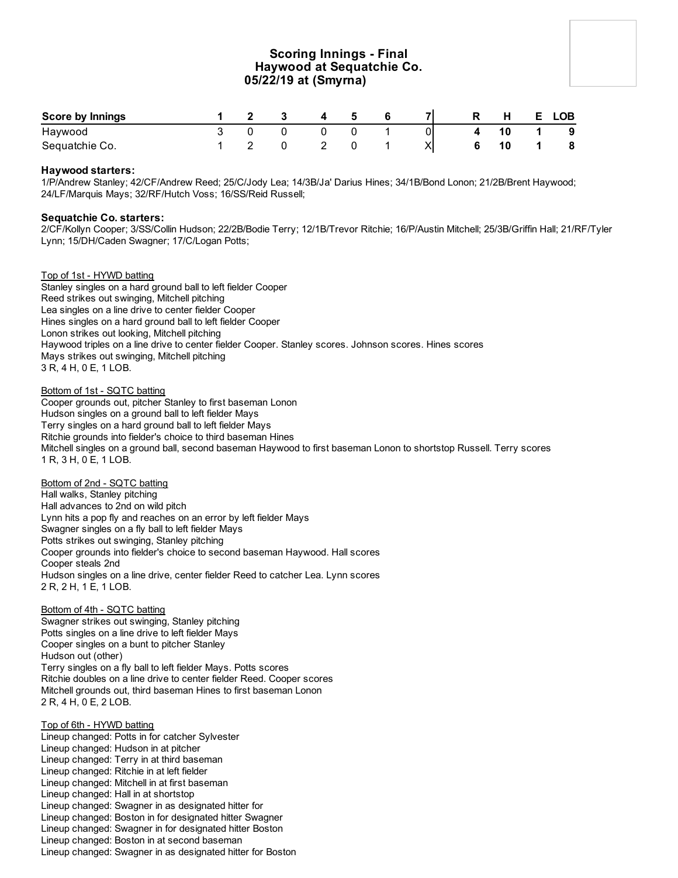## Scoring Innings - Final
### Haywood at Sequatchie Co.
### 05/22/19 at (Smyrna)

| Score by Innings | 1 | 2 | 3 | 4 | 5 | 6 | 7 | R | H | E | LOB |
|---|---|---|---|---|---|---|---|---|---|---|---|
| Haywood | 3 | 0 | 0 | 0 | 0 | 1 | 0 | 4 | 10 | 1 | 9 |
| Sequatchie Co. | 1 | 2 | 0 | 2 | 0 | 1 | X | 6 | 10 | 1 | 8 |

**Haywood starters:**
1/P/Andrew Stanley; 42/CF/Andrew Reed; 25/C/Jody Lea; 14/3B/Ja' Darius Hines; 34/1B/Bond Lonon; 21/2B/Brent Haywood; 24/LF/Marquis Mays; 32/RF/Hutch Voss; 16/SS/Reid Russell;

**Sequatchie Co. starters:**
2/CF/Kollyn Cooper; 3/SS/Collin Hudson; 22/2B/Bodie Terry; 12/1B/Trevor Ritchie; 16/P/Austin Mitchell; 25/3B/Griffin Hall; 21/RF/Tyler Lynn; 15/DH/Caden Swagner; 17/C/Logan Potts;

Top of 1st - HYWD batting
Stanley singles on a hard ground ball to left fielder Cooper
Reed strikes out swinging, Mitchell pitching
Lea singles on a line drive to center fielder Cooper
Hines singles on a hard ground ball to left fielder Cooper
Lonon strikes out looking, Mitchell pitching
Haywood triples on a line drive to center fielder Cooper. Stanley scores. Johnson scores. Hines scores
Mays strikes out swinging, Mitchell pitching
3 R, 4 H, 0 E, 1 LOB.

Bottom of 1st - SQTC batting
Cooper grounds out, pitcher Stanley to first baseman Lonon
Hudson singles on a ground ball to left fielder Mays
Terry singles on a hard ground ball to left fielder Mays
Ritchie grounds into fielder's choice to third baseman Hines
Mitchell singles on a ground ball, second baseman Haywood to first baseman Lonon to shortstop Russell. Terry scores
1 R, 3 H, 0 E, 1 LOB.

Bottom of 2nd - SQTC batting
Hall walks, Stanley pitching
Hall advances to 2nd on wild pitch
Lynn hits a pop fly and reaches on an error by left fielder Mays
Swagner singles on a fly ball to left fielder Mays
Potts strikes out swinging, Stanley pitching
Cooper grounds into fielder's choice to second baseman Haywood. Hall scores
Cooper steals 2nd
Hudson singles on a line drive, center fielder Reed to catcher Lea. Lynn scores
2 R, 2 H, 1 E, 1 LOB.

Bottom of 4th - SQTC batting
Swagner strikes out swinging, Stanley pitching
Potts singles on a line drive to left fielder Mays
Cooper singles on a bunt to pitcher Stanley
Hudson out (other)
Terry singles on a fly ball to left fielder Mays. Potts scores
Ritchie doubles on a line drive to center fielder Reed. Cooper scores
Mitchell grounds out, third baseman Hines to first baseman Lonon
2 R, 4 H, 0 E, 2 LOB.

Top of 6th - HYWD batting
Lineup changed: Potts in for catcher Sylvester
Lineup changed: Hudson in at pitcher
Lineup changed: Terry in at third baseman
Lineup changed: Ritchie in at left fielder
Lineup changed: Mitchell in at first baseman
Lineup changed: Hall in at shortstop
Lineup changed: Swagner in as designated hitter for
Lineup changed: Boston in for designated hitter Swagner
Lineup changed: Swagner in for designated hitter Boston
Lineup changed: Boston in at second baseman
Lineup changed: Swagner in as designated hitter for Boston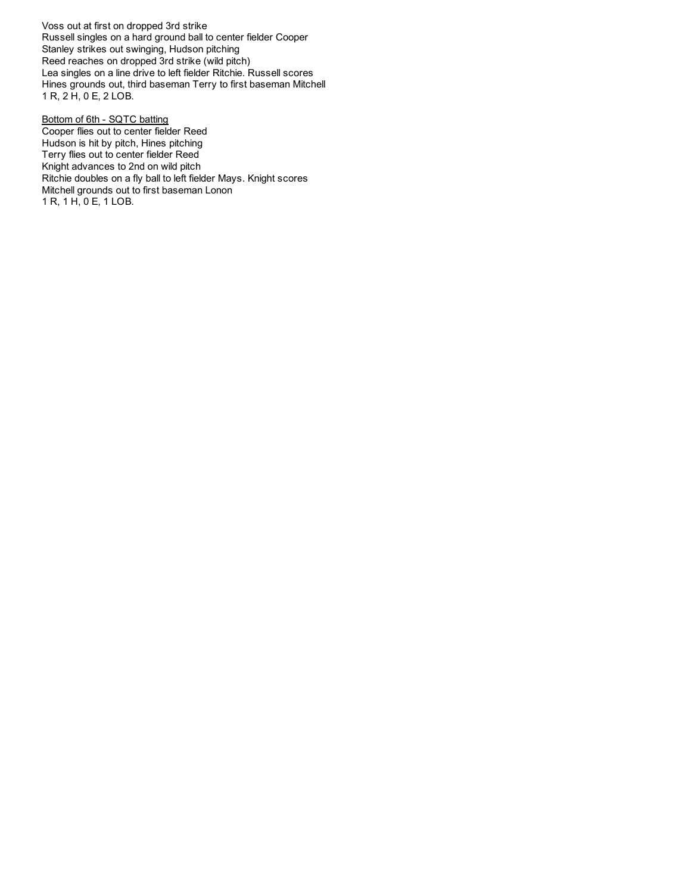Voss out at first on dropped 3rd strike
Russell singles on a hard ground ball to center fielder Cooper
Stanley strikes out swinging, Hudson pitching
Reed reaches on dropped 3rd strike (wild pitch)
Lea singles on a line drive to left fielder Ritchie. Russell scores
Hines grounds out, third baseman Terry to first baseman Mitchell
1 R, 2 H, 0 E, 2 LOB.

<u>Bottom of 6th - SQTC batting</u>
Cooper flies out to center fielder Reed
Hudson is hit by pitch, Hines pitching
Terry flies out to center fielder Reed
Knight advances to 2nd on wild pitch
Ritchie doubles on a fly ball to left fielder Mays. Knight scores
Mitchell grounds out to first baseman Lonon
1 R, 1 H, 0 E, 1 LOB.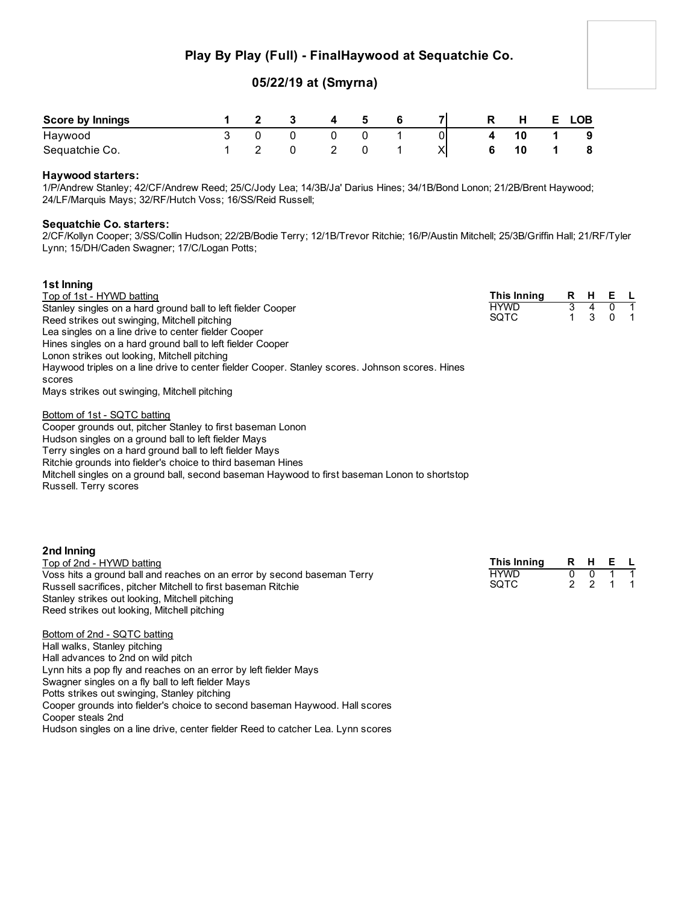# Play By Play (Full) - FinalHaywood at Sequatchie Co.

## 05/22/19 at (Smyrna)

| Score by Innings | 1 | 2 | 3 | 4 | 5 | 6 | 7 | R | H | E | LOB |
|---|---|---|---|---|---|---|---|---|---|---|---|
| Haywood | 3 | 0 | 0 | 0 | 0 | 1 | 0 | 4 | 10 | 1 | 9 |
| Sequatchie Co. | 1 | 2 | 0 | 2 | 0 | 1 | X | 6 | 10 | 1 | 8 |

**Haywood starters:**
1/P/Andrew Stanley; 42/CF/Andrew Reed; 25/C/Jody Lea; 14/3B/Ja' Darius Hines; 34/1B/Bond Lonon; 21/2B/Brent Haywood; 24/LF/Marquis Mays; 32/RF/Hutch Voss; 16/SS/Reid Russell;

**Sequatchie Co. starters:**
2/CF/Kollyn Cooper; 3/SS/Collin Hudson; 22/2B/Bodie Terry; 12/1B/Trevor Ritchie; 16/P/Austin Mitchell; 25/3B/Griffin Hall; 21/RF/Tyler Lynn; 15/DH/Caden Swagner; 17/C/Logan Potts;

### 1st Inning

| This Inning | R | H | E | L |
|---|---|---|---|---|
| HYWD | 3 | 4 | 0 | 1 |
| SQTC | 1 | 3 | 0 | 1 |

Top of 1st - HYWD batting

Stanley singles on a hard ground ball to left fielder Cooper
Reed strikes out swinging, Mitchell pitching
Lea singles on a line drive to center fielder Cooper
Hines singles on a hard ground ball to left fielder Cooper
Lonon strikes out looking, Mitchell pitching
Haywood triples on a line drive to center fielder Cooper. Stanley scores. Johnson scores. Hines scores
Mays strikes out swinging, Mitchell pitching

Bottom of 1st - SQTC batting

Cooper grounds out, pitcher Stanley to first baseman Lonon
Hudson singles on a ground ball to left fielder Mays
Terry singles on a hard ground ball to left fielder Mays
Ritchie grounds into fielder's choice to third baseman Hines
Mitchell singles on a ground ball, second baseman Haywood to first baseman Lonon to shortstop Russell. Terry scores

### 2nd Inning

| This Inning | R | H | E | L |
|---|---|---|---|---|
| HYWD | 0 | 0 | 1 | 1 |
| SQTC | 2 | 2 | 1 | 1 |

Top of 2nd - HYWD batting

Voss hits a ground ball and reaches on an error by second baseman Terry
Russell sacrifices, pitcher Mitchell to first baseman Ritchie
Stanley strikes out looking, Mitchell pitching
Reed strikes out looking, Mitchell pitching

Bottom of 2nd - SQTC batting

Hall walks, Stanley pitching
Hall advances to 2nd on wild pitch
Lynn hits a pop fly and reaches on an error by left fielder Mays
Swagner singles on a fly ball to left fielder Mays
Potts strikes out swinging, Stanley pitching
Cooper grounds into fielder's choice to second baseman Haywood. Hall scores
Cooper steals 2nd
Hudson singles on a line drive, center fielder Reed to catcher Lea. Lynn scores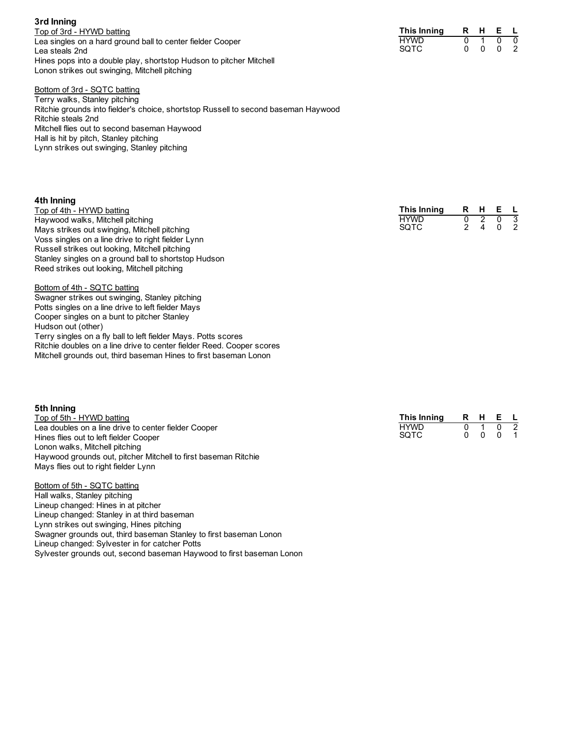## 3rd Inning

Top of 3rd - HYWD batting

Lea singles on a hard ground ball to center fielder Cooper
Lea steals 2nd
Hines pops into a double play, shortstop Hudson to pitcher Mitchell
Lonon strikes out swinging, Mitchell pitching

Bottom of 3rd - SQTC batting

Terry walks, Stanley pitching
Ritchie grounds into fielder's choice, shortstop Russell to second baseman Haywood
Ritchie steals 2nd
Mitchell flies out to second baseman Haywood
Hall is hit by pitch, Stanley pitching
Lynn strikes out swinging, Stanley pitching

| This Inning | R | H | E | L |
|---|---|---|---|---|
| HYWD | 0 | 1 | 0 | 0 |
| SQTC | 0 | 0 | 0 | 2 |

## 4th Inning

Top of 4th - HYWD batting

Haywood walks, Mitchell pitching
Mays strikes out swinging, Mitchell pitching
Voss singles on a line drive to right fielder Lynn
Russell strikes out looking, Mitchell pitching
Stanley singles on a ground ball to shortstop Hudson
Reed strikes out looking, Mitchell pitching

Bottom of 4th - SQTC batting

Swagner strikes out swinging, Stanley pitching
Potts singles on a line drive to left fielder Mays
Cooper singles on a bunt to pitcher Stanley
Hudson out (other)
Terry singles on a fly ball to left fielder Mays. Potts scores
Ritchie doubles on a line drive to center fielder Reed. Cooper scores
Mitchell grounds out, third baseman Hines to first baseman Lonon

| This Inning | R | H | E | L |
|---|---|---|---|---|
| HYWD | 0 | 2 | 0 | 3 |
| SQTC | 2 | 4 | 0 | 2 |

## 5th Inning

Top of 5th - HYWD batting

Lea doubles on a line drive to center fielder Cooper
Hines flies out to left fielder Cooper
Lonon walks, Mitchell pitching
Haywood grounds out, pitcher Mitchell to first baseman Ritchie
Mays flies out to right fielder Lynn

Bottom of 5th - SQTC batting

Hall walks, Stanley pitching
Lineup changed: Hines in at pitcher
Lineup changed: Stanley in at third baseman
Lynn strikes out swinging, Hines pitching
Swagner grounds out, third baseman Stanley to first baseman Lonon
Lineup changed: Sylvester in for catcher Potts
Sylvester grounds out, second baseman Haywood to first baseman Lonon

| This Inning | R | H | E | L |
|---|---|---|---|---|
| HYWD | 0 | 1 | 0 | 2 |
| SQTC | 0 | 0 | 0 | 1 |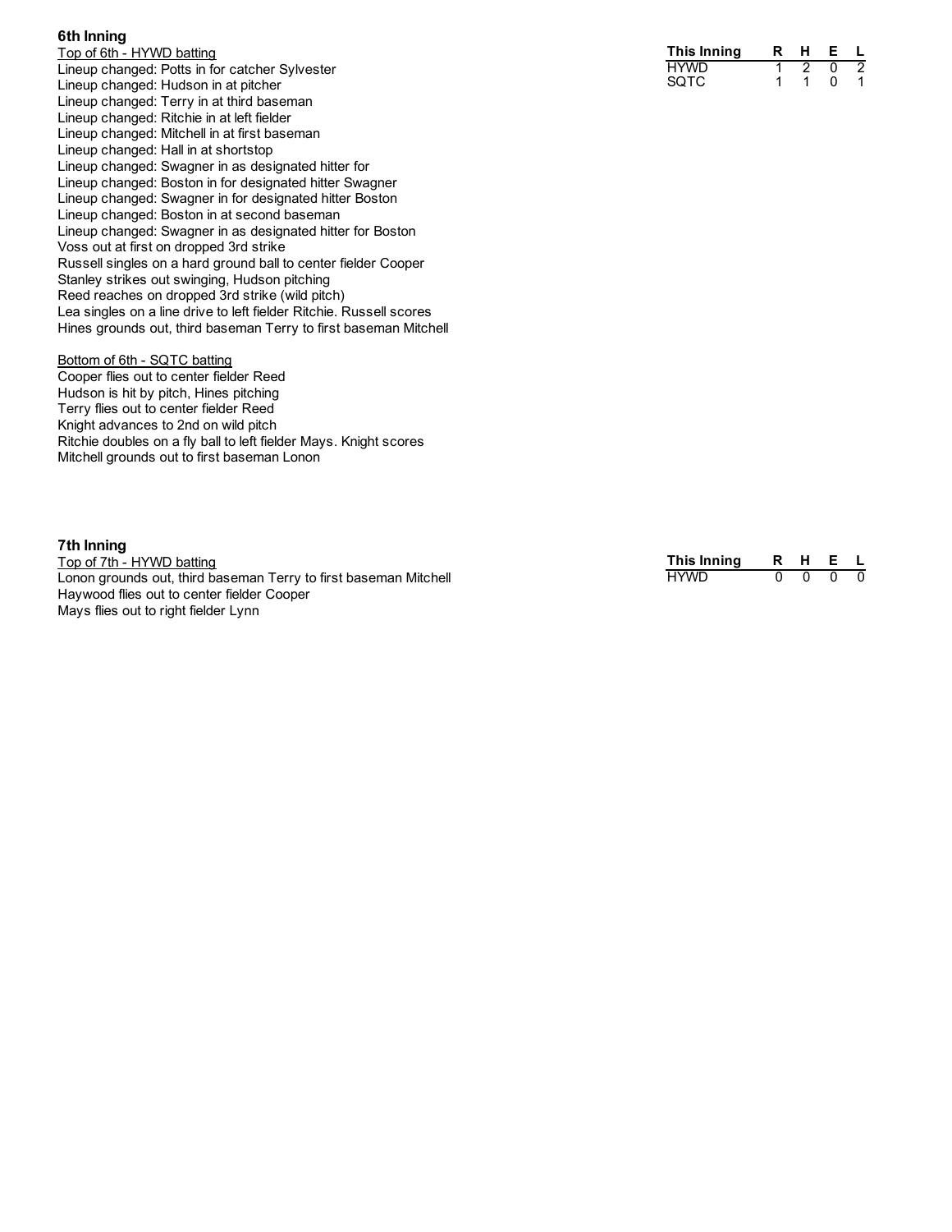### 6th Inning

Top of 6th - HYWD batting

Lineup changed: Potts in for catcher Sylvester
Lineup changed: Hudson in at pitcher
Lineup changed: Terry in at third baseman
Lineup changed: Ritchie in at left fielder
Lineup changed: Mitchell in at first baseman
Lineup changed: Hall in at shortstop
Lineup changed: Swagner in as designated hitter for
Lineup changed: Boston in for designated hitter Swagner
Lineup changed: Swagner in for designated hitter Boston
Lineup changed: Boston in at second baseman
Lineup changed: Swagner in as designated hitter for Boston
Voss out at first on dropped 3rd strike
Russell singles on a hard ground ball to center fielder Cooper
Stanley strikes out swinging, Hudson pitching
Reed reaches on dropped 3rd strike (wild pitch)
Lea singles on a line drive to left fielder Ritchie. Russell scores
Hines grounds out, third baseman Terry to first baseman Mitchell

Bottom of 6th - SQTC batting

Cooper flies out to center fielder Reed
Hudson is hit by pitch, Hines pitching
Terry flies out to center fielder Reed
Knight advances to 2nd on wild pitch
Ritchie doubles on a fly ball to left fielder Mays. Knight scores
Mitchell grounds out to first baseman Lonon

| This Inning | R | H | E | L |
|---|---|---|---|---|
| HYWD | 1 | 2 | 0 | 2 |
| SQTC | 1 | 1 | 0 | 1 |

### 7th Inning

Top of 7th - HYWD batting

Lonon grounds out, third baseman Terry to first baseman Mitchell
Haywood flies out to center fielder Cooper
Mays flies out to right fielder Lynn

| This Inning | R | H | E | L |
|---|---|---|---|---|
| HYWD | 0 | 0 | 0 | 0 |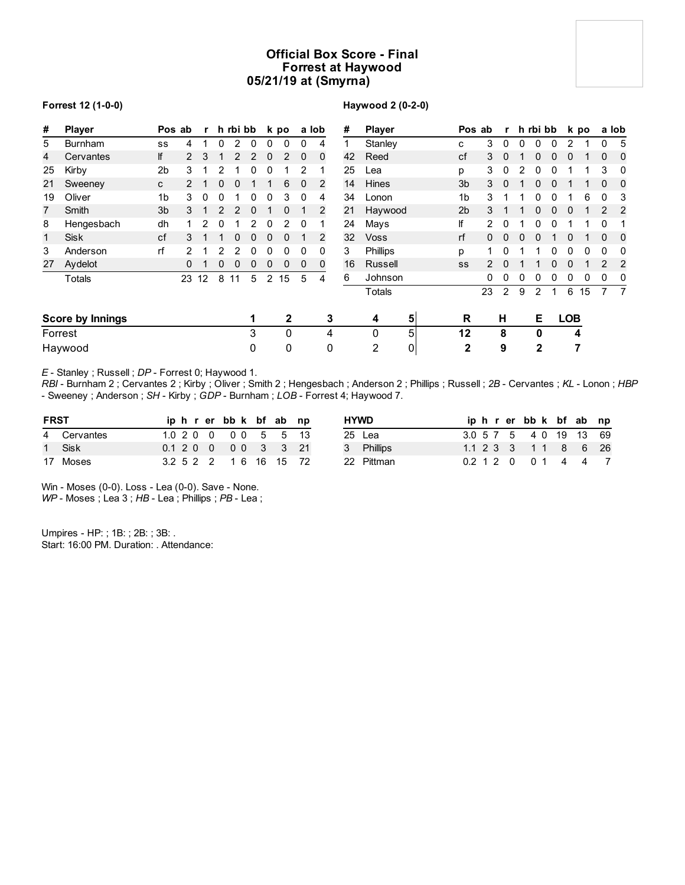# Official Box Score - Final
## Forrest at Haywood
## 05/21/19 at (Smyrna)

**Forrest 12 (1-0-0)**

| # | Player | Pos | ab | r | h | rbi | bb | k | po | a | lob |
|---|---|---|---|---|---|---|---|---|---|---|---|
| 5 | Burnham | ss | 4 | 1 | 0 | 2 | 0 | 0 | 0 | 0 | 4 |
| 4 | Cervantes | lf | 2 | 3 | 1 | 2 | 2 | 0 | 2 | 0 | 0 |
| 25 | Kirby | 2b | 3 | 1 | 2 | 1 | 0 | 0 | 1 | 2 | 1 |
| 21 | Sweeney | c | 2 | 1 | 0 | 0 | 1 | 1 | 6 | 0 | 2 |
| 19 | Oliver | 1b | 3 | 0 | 0 | 1 | 0 | 0 | 3 | 0 | 4 |
| 7 | Smith | 3b | 3 | 1 | 2 | 2 | 0 | 1 | 0 | 1 | 2 |
| 8 | Hengesbach | dh | 1 | 2 | 0 | 1 | 2 | 0 | 2 | 0 | 1 |
| 1 | Sisk | cf | 3 | 1 | 1 | 0 | 0 | 0 | 0 | 1 | 2 |
| 3 | Anderson | rf | 2 | 1 | 2 | 2 | 0 | 0 | 0 | 0 | 0 |
| 27 | Aydelot | | 0 | 1 | 0 | 0 | 0 | 0 | 0 | 0 | 0 |
| | Totals | | 23 | 12 | 8 | 11 | 5 | 2 | 15 | 5 | 4 |

**Haywood 2 (0-2-0)**

| # | Player | Pos | ab | r | h | rbi | bb | k | po | a | lob |
|---|---|---|---|---|---|---|---|---|---|---|---|
| 1 | Stanley | c | 3 | 0 | 0 | 0 | 0 | 2 | 1 | 0 | 5 |
| 42 | Reed | cf | 3 | 0 | 1 | 0 | 0 | 0 | 1 | 0 | 0 |
| 25 | Lea | p | 3 | 0 | 2 | 0 | 0 | 1 | 1 | 3 | 0 |
| 14 | Hines | 3b | 3 | 0 | 1 | 0 | 0 | 1 | 1 | 0 | 0 |
| 34 | Lonon | 1b | 3 | 1 | 1 | 0 | 0 | 1 | 6 | 0 | 3 |
| 21 | Haywood | 2b | 3 | 1 | 1 | 0 | 0 | 0 | 1 | 2 | 2 |
| 24 | Mays | lf | 2 | 0 | 1 | 0 | 0 | 1 | 1 | 0 | 1 |
| 32 | Voss | rf | 0 | 0 | 0 | 0 | 1 | 0 | 1 | 0 | 0 |
| 3 | Phillips | p | 1 | 0 | 1 | 1 | 0 | 0 | 0 | 0 | 0 |
| 16 | Russell | ss | 2 | 0 | 1 | 1 | 0 | 0 | 1 | 2 | 2 |
| 6 | Johnson | | 0 | 0 | 0 | 0 | 0 | 0 | 0 | 0 | 0 |
| | Totals | | 23 | 2 | 9 | 2 | 1 | 6 | 15 | 7 | 7 |

| Score by Innings | 1 | 2 | 3 | 4 | 5 | R | H | E | LOB |
|---|---|---|---|---|---|---|---|---|---|
| Forrest | 3 | 0 | 4 | 0 | 5 | 12 | 8 | 0 | 4 |
| Haywood | 0 | 0 | 0 | 2 | 0 | 2 | 9 | 2 | 7 |

*E* - Stanley ; Russell ; *DP* - Forrest 0; Haywood 1.
*RBI* - Burnham 2 ; Cervantes 2 ; Kirby ; Oliver ; Smith 2 ; Hengesbach ; Anderson 2 ; Phillips ; Russell ; *2B* - Cervantes ; *KL* - Lonon ; *HBP* - Sweeney ; Anderson ; *SH* - Kirby ; *GDP* - Burnham ; *LOB* - Forrest 4; Haywood 7.

| FRST | | ip | h | r | er | bb | k | bf | ab | np |
|---|---|---|---|---|---|---|---|---|---|---|
| 4 | Cervantes | 1.0 | 2 | 0 | 0 | 0 | 0 | 5 | 5 | 13 |
| 1 | Sisk | 0.1 | 2 | 0 | 0 | 0 | 0 | 3 | 3 | 21 |
| 17 | Moses | 3.2 | 5 | 2 | 2 | 1 | 6 | 16 | 15 | 72 |

| HYWD | | ip | h | r | er | bb | k | bf | ab | np |
|---|---|---|---|---|---|---|---|---|---|---|
| 25 | Lea | 3.0 | 5 | 7 | 5 | 4 | 0 | 19 | 13 | 69 |
| 3 | Phillips | 1.1 | 2 | 3 | 3 | 1 | 1 | 8 | 6 | 26 |
| 22 | Pittman | 0.2 | 1 | 2 | 0 | 0 | 1 | 4 | 4 | 7 |

Win - Moses (0-0). Loss - Lea (0-0). Save - None.
*WP* - Moses ; Lea 3 ; *HB* - Lea ; Phillips ; *PB* - Lea ;

Umpires - HP: ; 1B: ; 2B: ; 3B: .
Start: 16:00 PM. Duration: . Attendance: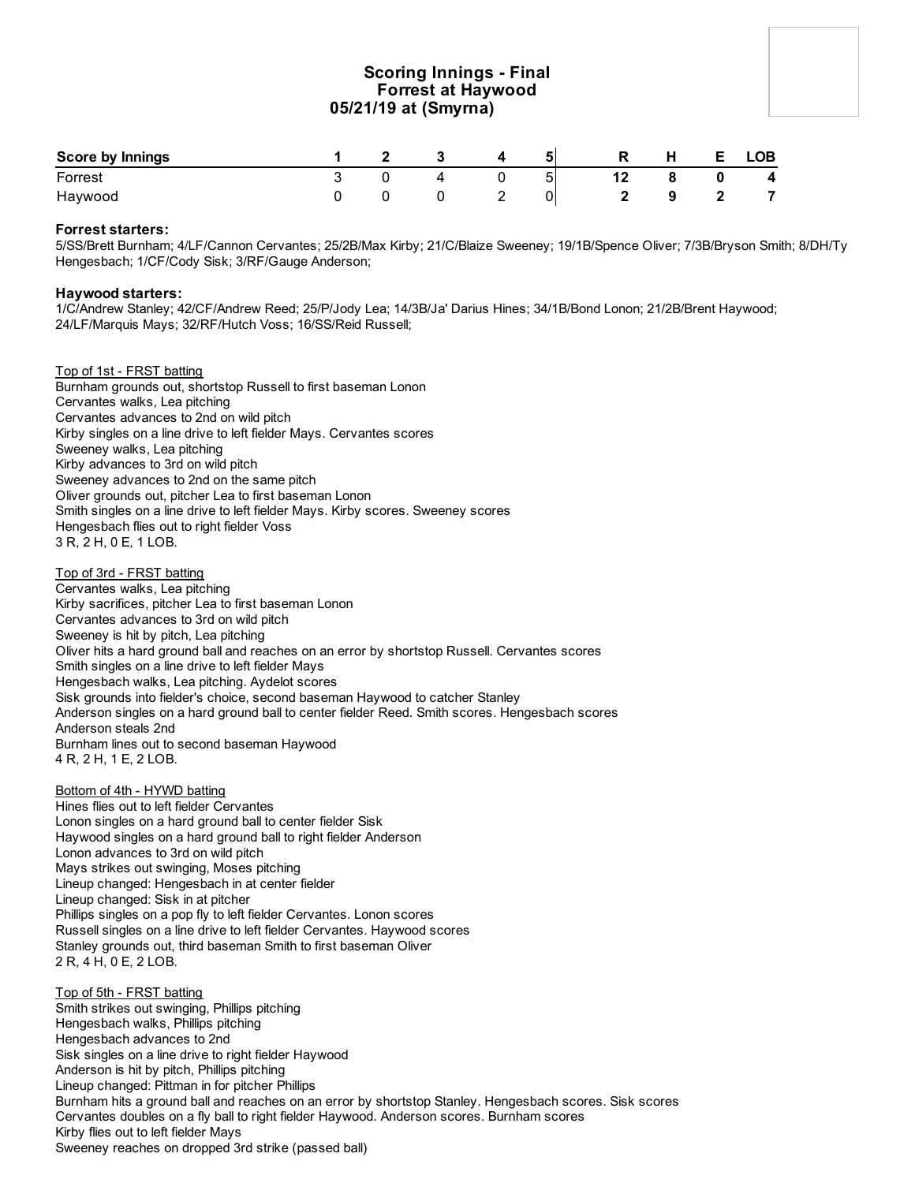# Scoring Innings - Final
## Forrest at Haywood
### 05/21/19 at (Smyrna)

| Score by Innings | 1 | 2 | 3 | 4 | 5 | R | H | E | LOB |
|---|---|---|---|---|---|---|---|---|---|
| Forrest | 3 | 0 | 4 | 0 | 5 | 12 | 8 | 0 | 4 |
| Haywood | 0 | 0 | 0 | 2 | 0 | 2 | 9 | 2 | 7 |

**Forrest starters:**
5/SS/Brett Burnham; 4/LF/Cannon Cervantes; 25/2B/Max Kirby; 21/C/Blaize Sweeney; 19/1B/Spence Oliver; 7/3B/Bryson Smith; 8/DH/Ty Hengesbach; 1/CF/Cody Sisk; 3/RF/Gauge Anderson;

**Haywood starters:**
1/C/Andrew Stanley; 42/CF/Andrew Reed; 25/P/Jody Lea; 14/3B/Ja' Darius Hines; 34/1B/Bond Lonon; 21/2B/Brent Haywood; 24/LF/Marquis Mays; 32/RF/Hutch Voss; 16/SS/Reid Russell;

Top of 1st - FRST batting
Burnham grounds out, shortstop Russell to first baseman Lonon
Cervantes walks, Lea pitching
Cervantes advances to 2nd on wild pitch
Kirby singles on a line drive to left fielder Mays. Cervantes scores
Sweeney walks, Lea pitching
Kirby advances to 3rd on wild pitch
Sweeney advances to 2nd on the same pitch
Oliver grounds out, pitcher Lea to first baseman Lonon
Smith singles on a line drive to left fielder Mays. Kirby scores. Sweeney scores
Hengesbach flies out to right fielder Voss
3 R, 2 H, 0 E, 1 LOB.

Top of 3rd - FRST batting
Cervantes walks, Lea pitching
Kirby sacrifices, pitcher Lea to first baseman Lonon
Cervantes advances to 3rd on wild pitch
Sweeney is hit by pitch, Lea pitching
Oliver hits a hard ground ball and reaches on an error by shortstop Russell. Cervantes scores
Smith singles on a line drive to left fielder Mays
Hengesbach walks, Lea pitching. Aydelot scores
Sisk grounds into fielder's choice, second baseman Haywood to catcher Stanley
Anderson singles on a hard ground ball to center fielder Reed. Smith scores. Hengesbach scores
Anderson steals 2nd
Burnham lines out to second baseman Haywood
4 R, 2 H, 1 E, 2 LOB.

Bottom of 4th - HYWD batting
Hines flies out to left fielder Cervantes
Lonon singles on a hard ground ball to center fielder Sisk
Haywood singles on a hard ground ball to right fielder Anderson
Lonon advances to 3rd on wild pitch
Mays strikes out swinging, Moses pitching
Lineup changed: Hengesbach in at center fielder
Lineup changed: Sisk in at pitcher
Phillips singles on a pop fly to left fielder Cervantes. Lonon scores
Russell singles on a line drive to left fielder Cervantes. Haywood scores
Stanley grounds out, third baseman Smith to first baseman Oliver
2 R, 4 H, 0 E, 2 LOB.

Top of 5th - FRST batting
Smith strikes out swinging, Phillips pitching
Hengesbach walks, Phillips pitching
Hengesbach advances to 2nd
Sisk singles on a line drive to right fielder Haywood
Anderson is hit by pitch, Phillips pitching
Lineup changed: Pittman in for pitcher Phillips
Burnham hits a ground ball and reaches on an error by shortstop Stanley. Hengesbach scores. Sisk scores
Cervantes doubles on a fly ball to right fielder Haywood. Anderson scores. Burnham scores
Kirby flies out to left fielder Mays
Sweeney reaches on dropped 3rd strike (passed ball)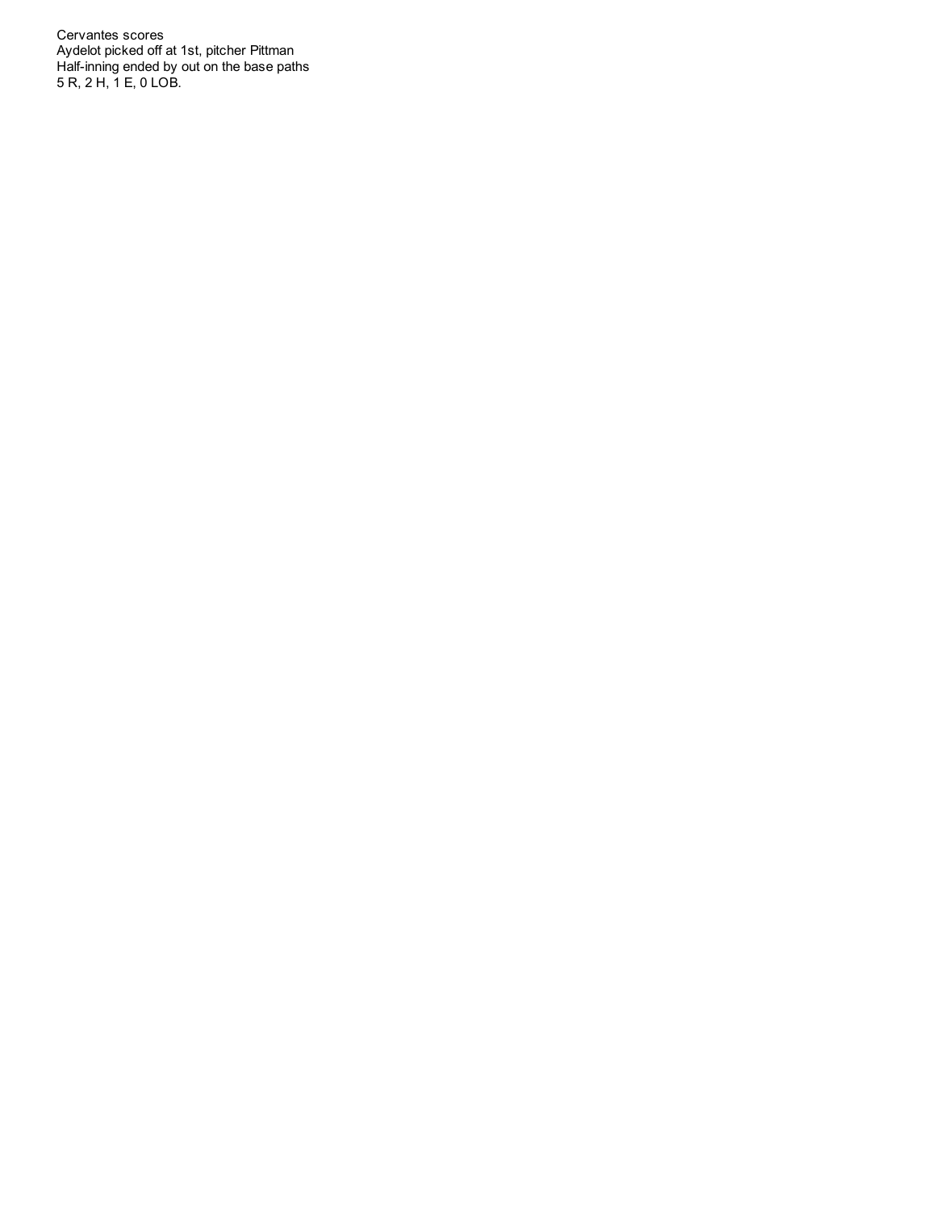Cervantes scores
Aydelot picked off at 1st, pitcher Pittman
Half-inning ended by out on the base paths
5 R, 2 H, 1 E, 0 LOB.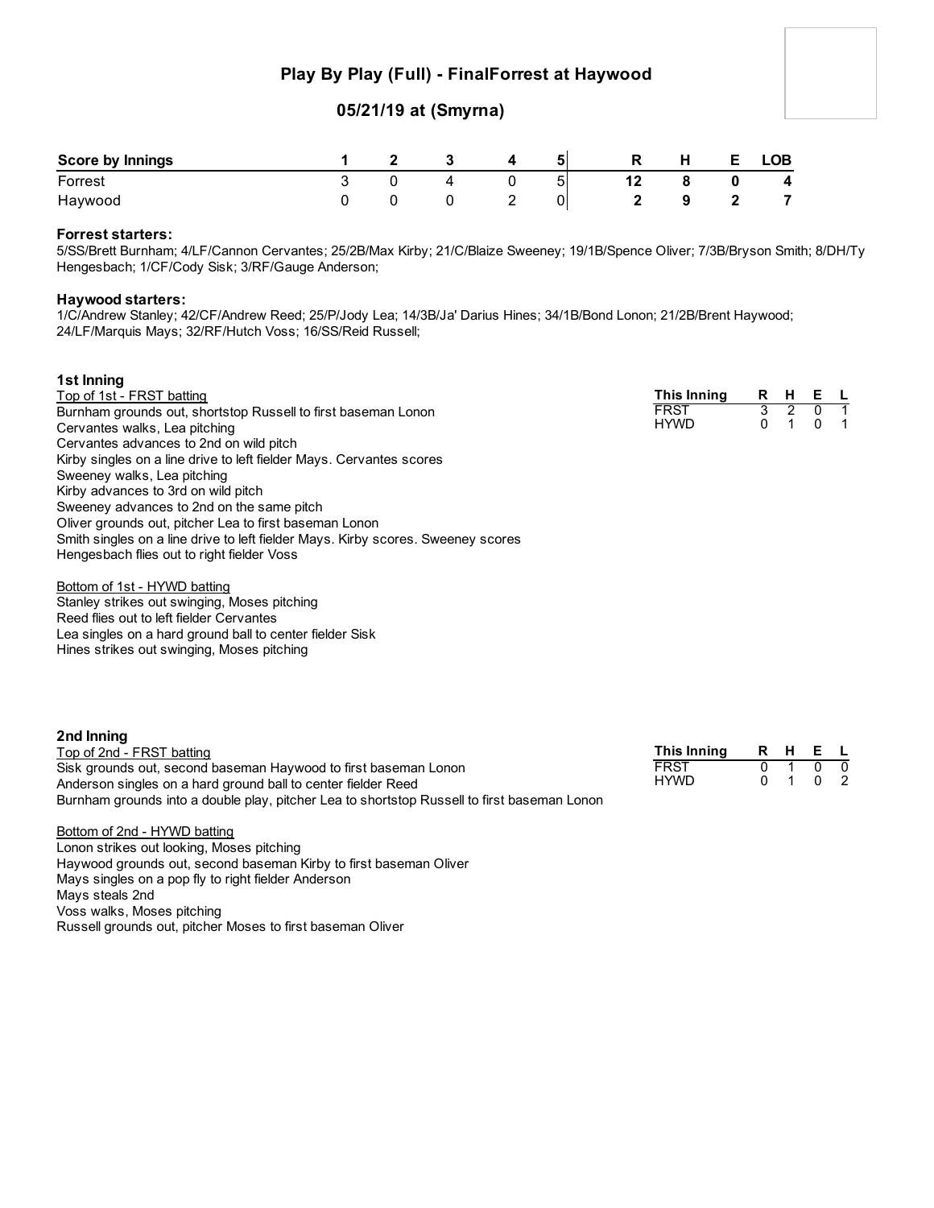## Play By Play (Full) - FinalForrest at Haywood

### 05/21/19 at (Smyrna)

| Score by Innings | 1 | 2 | 3 | 4 | 5 | R | H | E | LOB |
|---|---|---|---|---|---|---|---|---|---|
| Forrest | 3 | 0 | 4 | 0 | 5 | 12 | 8 | 0 | 4 |
| Haywood | 0 | 0 | 0 | 2 | 0 | 2 | 9 | 2 | 7 |

**Forrest starters:**
5/SS/Brett Burnham; 4/LF/Cannon Cervantes; 25/2B/Max Kirby; 21/C/Blaize Sweeney; 19/1B/Spence Oliver; 7/3B/Bryson Smith; 8/DH/Ty Hengesbach; 1/CF/Cody Sisk; 3/RF/Gauge Anderson;

**Haywood starters:**
1/C/Andrew Stanley; 42/CF/Andrew Reed; 25/P/Jody Lea; 14/3B/Ja' Darius Hines; 34/1B/Bond Lonon; 21/2B/Brent Haywood; 24/LF/Marquis Mays; 32/RF/Hutch Voss; 16/SS/Reid Russell;

### 1st Inning

| This Inning | R | H | E | L |
|---|---|---|---|---|
| FRST | 3 | 2 | 0 | 1 |
| HYWD | 0 | 1 | 0 | 1 |

Top of 1st - FRST batting
Burnham grounds out, shortstop Russell to first baseman Lonon
Cervantes walks, Lea pitching
Cervantes advances to 2nd on wild pitch
Kirby singles on a line drive to left fielder Mays. Cervantes scores
Sweeney walks, Lea pitching
Kirby advances to 3rd on wild pitch
Sweeney advances to 2nd on the same pitch
Oliver grounds out, pitcher Lea to first baseman Lonon
Smith singles on a line drive to left fielder Mays. Kirby scores. Sweeney scores
Hengesbach flies out to right fielder Voss

Bottom of 1st - HYWD batting
Stanley strikes out swinging, Moses pitching
Reed flies out to left fielder Cervantes
Lea singles on a hard ground ball to center fielder Sisk
Hines strikes out swinging, Moses pitching

### 2nd Inning

| This Inning | R | H | E | L |
|---|---|---|---|---|
| FRST | 0 | 1 | 0 | 0 |
| HYWD | 0 | 1 | 0 | 2 |

Top of 2nd - FRST batting
Sisk grounds out, second baseman Haywood to first baseman Lonon
Anderson singles on a hard ground ball to center fielder Reed
Burnham grounds into a double play, pitcher Lea to shortstop Russell to first baseman Lonon

Bottom of 2nd - HYWD batting
Lonon strikes out looking, Moses pitching
Haywood grounds out, second baseman Kirby to first baseman Oliver
Mays singles on a pop fly to right fielder Anderson
Mays steals 2nd
Voss walks, Moses pitching
Russell grounds out, pitcher Moses to first baseman Oliver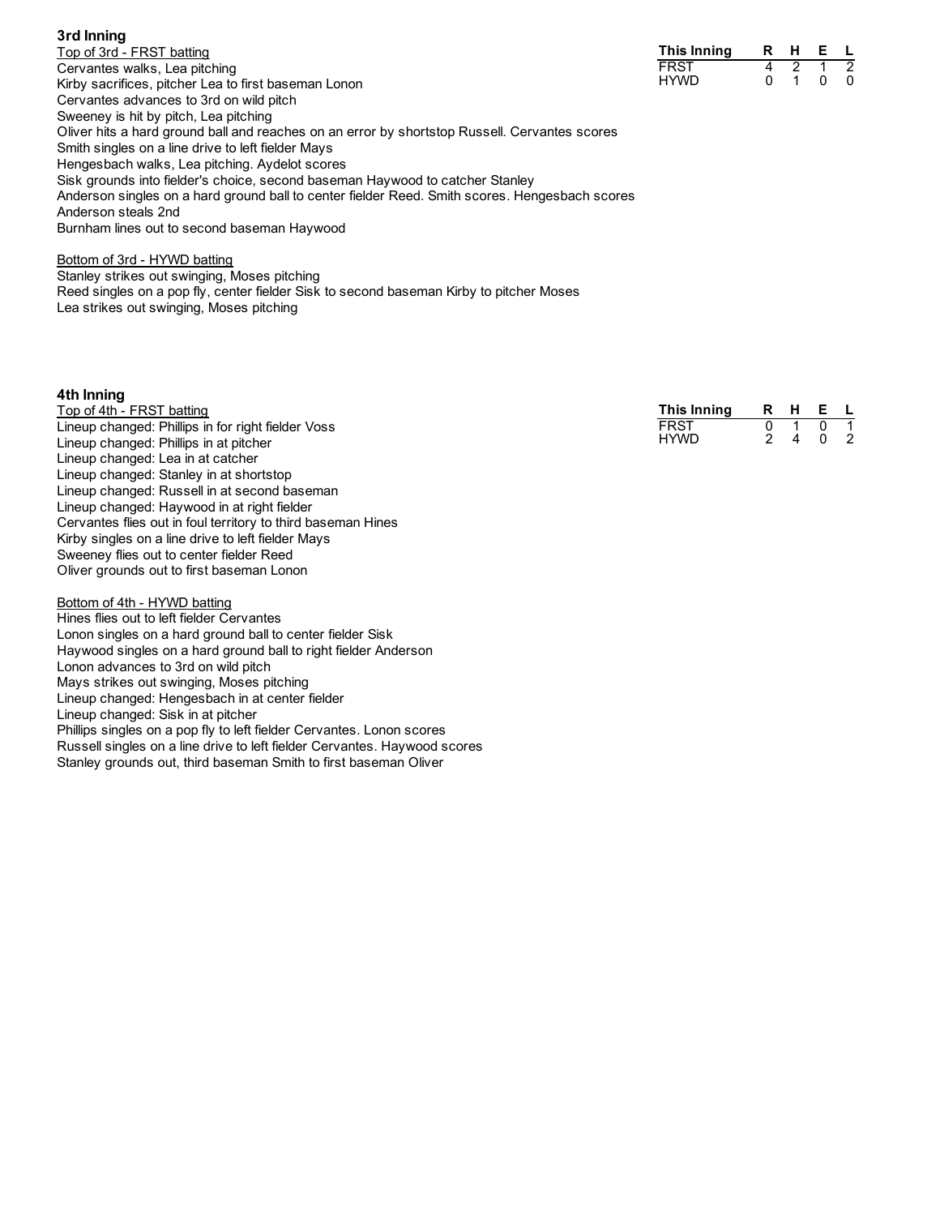### 3rd Inning

| This Inning | R | H | E | L |
|---|---|---|---|---|
| FRST | 4 | 2 | 1 | 2 |
| HYWD | 0 | 1 | 0 | 0 |

Top of 3rd - FRST batting

Cervantes walks, Lea pitching
Kirby sacrifices, pitcher Lea to first baseman Lonon
Cervantes advances to 3rd on wild pitch
Sweeney is hit by pitch, Lea pitching
Oliver hits a hard ground ball and reaches on an error by shortstop Russell. Cervantes scores
Smith singles on a line drive to left fielder Mays
Hengesbach walks, Lea pitching. Aydelot scores
Sisk grounds into fielder's choice, second baseman Haywood to catcher Stanley
Anderson singles on a hard ground ball to center fielder Reed. Smith scores. Hengesbach scores
Anderson steals 2nd
Burnham lines out to second baseman Haywood

Bottom of 3rd - HYWD batting

Stanley strikes out swinging, Moses pitching
Reed singles on a pop fly, center fielder Sisk to second baseman Kirby to pitcher Moses
Lea strikes out swinging, Moses pitching

### 4th Inning

| This Inning | R | H | E | L |
|---|---|---|---|---|
| FRST | 0 | 1 | 0 | 1 |
| HYWD | 2 | 4 | 0 | 2 |

Top of 4th - FRST batting

Lineup changed: Phillips in for right fielder Voss
Lineup changed: Phillips in at pitcher
Lineup changed: Lea in at catcher
Lineup changed: Stanley in at shortstop
Lineup changed: Russell in at second baseman
Lineup changed: Haywood in at right fielder
Cervantes flies out in foul territory to third baseman Hines
Kirby singles on a line drive to left fielder Mays
Sweeney flies out to center fielder Reed
Oliver grounds out to first baseman Lonon

Bottom of 4th - HYWD batting

Hines flies out to left fielder Cervantes
Lonon singles on a hard ground ball to center fielder Sisk
Haywood singles on a hard ground ball to right fielder Anderson
Lonon advances to 3rd on wild pitch
Mays strikes out swinging, Moses pitching
Lineup changed: Hengesbach in at center fielder
Lineup changed: Sisk in at pitcher
Phillips singles on a pop fly to left fielder Cervantes. Lonon scores
Russell singles on a line drive to left fielder Cervantes. Haywood scores
Stanley grounds out, third baseman Smith to first baseman Oliver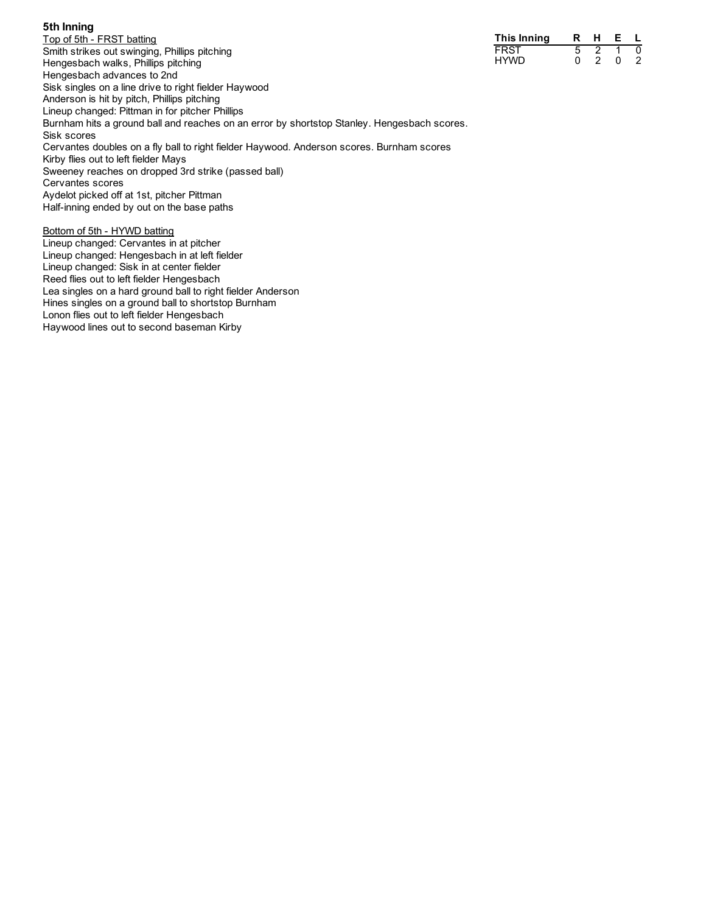## 5th Inning

| This Inning | R | H | E | L |
|---|---|---|---|---|
| FRST | 5 | 2 | 1 | 0 |
| HYWD | 0 | 2 | 0 | 2 |

Top of 5th - FRST batting

Smith strikes out swinging, Phillips pitching
Hengesbach walks, Phillips pitching
Hengesbach advances to 2nd
Sisk singles on a line drive to right fielder Haywood
Anderson is hit by pitch, Phillips pitching
Lineup changed: Pittman in for pitcher Phillips
Burnham hits a ground ball and reaches on an error by shortstop Stanley. Hengesbach scores.
Sisk scores
Cervantes doubles on a fly ball to right fielder Haywood. Anderson scores. Burnham scores
Kirby flies out to left fielder Mays
Sweeney reaches on dropped 3rd strike (passed ball)
Cervantes scores
Aydelot picked off at 1st, pitcher Pittman
Half-inning ended by out on the base paths

Bottom of 5th - HYWD batting

Lineup changed: Cervantes in at pitcher
Lineup changed: Hengesbach in at left fielder
Lineup changed: Sisk in at center fielder
Reed flies out to left fielder Hengesbach
Lea singles on a hard ground ball to right fielder Anderson
Hines singles on a ground ball to shortstop Burnham
Lonon flies out to left fielder Hengesbach
Haywood lines out to second baseman Kirby